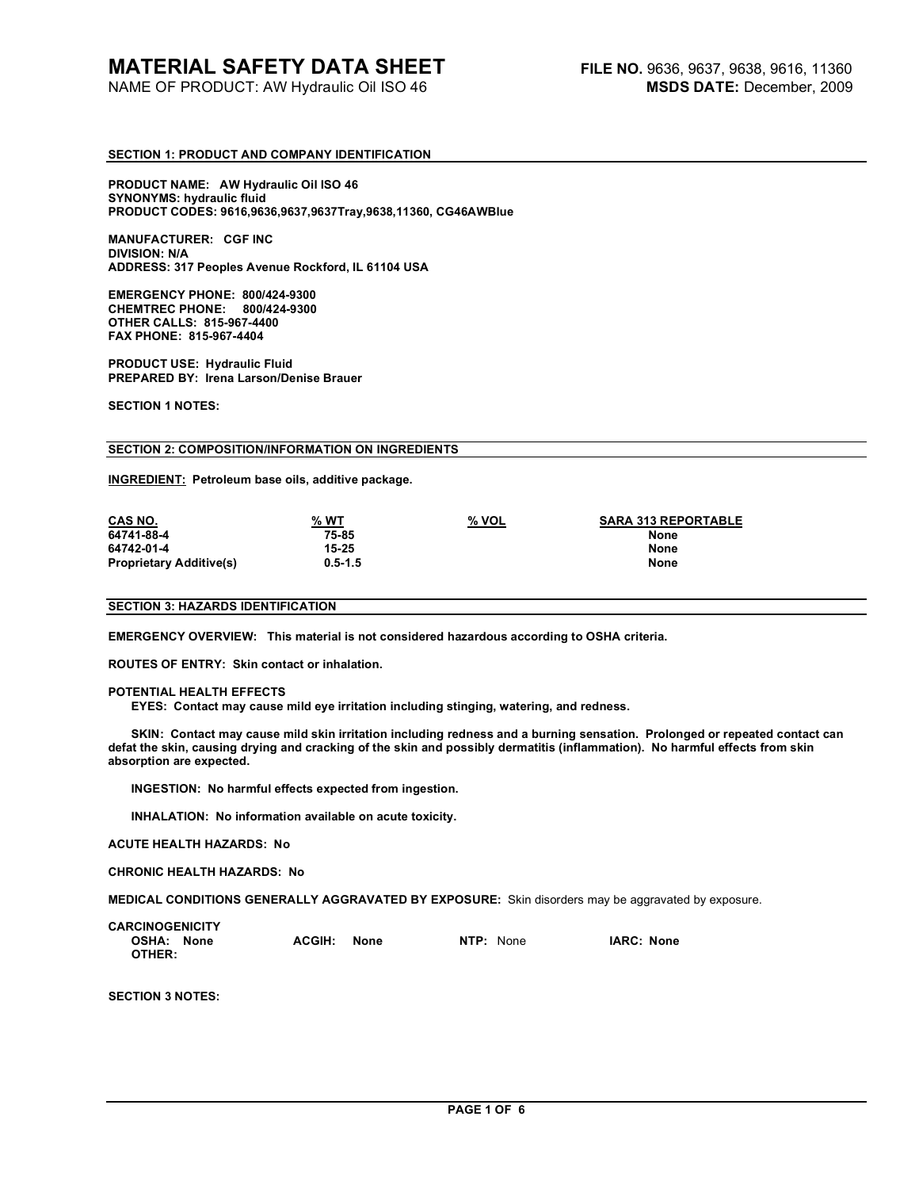# MATERIAL SAFETY DATA SHEET

NAME OF PRODUCT: AW Hydraulic Oil ISO 46

**FILE NO.** 9636, 9637, 9638, 9616, 11360
**MSDS DATE:** December, 2009

## SECTION 1: PRODUCT AND COMPANY IDENTIFICATION

**PRODUCT NAME: AW Hydraulic Oil ISO 46**
**SYNONYMS: hydraulic fluid**
**PRODUCT CODES: 9616,9636,9637,9637Tray,9638,11360, CG46AWBlue**

**MANUFACTURER: CGF INC**
**DIVISION: N/A**
**ADDRESS: 317 Peoples Avenue Rockford, IL 61104 USA**

**EMERGENCY PHONE: 800/424-9300**
**CHEMTREC PHONE: 800/424-9300**
**OTHER CALLS: 815-967-4400**
**FAX PHONE: 815-967-4404**

**PRODUCT USE: Hydraulic Fluid**
**PREPARED BY: Irena Larson/Denise Brauer**

**SECTION 1 NOTES:**

## SECTION 2: COMPOSITION/INFORMATION ON INGREDIENTS

**INGREDIENT: Petroleum base oils, additive package.**

| CAS NO. | % WT | % VOL | SARA 313 REPORTABLE |
|---|---|---|---|
| 64741-88-4 | 75-85 | | None |
| 64742-01-4 | 15-25 | | None |
| Proprietary Additive(s) | 0.5-1.5 | | None |

## SECTION 3: HAZARDS IDENTIFICATION

**EMERGENCY OVERVIEW: This material is not considered hazardous according to OSHA criteria.**

**ROUTES OF ENTRY: Skin contact or inhalation.**

**POTENTIAL HEALTH EFFECTS**

**EYES: Contact may cause mild eye irritation including stinging, watering, and redness.**

**SKIN: Contact may cause mild skin irritation including redness and a burning sensation. Prolonged or repeated contact can defat the skin, causing drying and cracking of the skin and possibly dermatitis (inflammation). No harmful effects from skin absorption are expected.**

**INGESTION: No harmful effects expected from ingestion.**

**INHALATION: No information available on acute toxicity.**

**ACUTE HEALTH HAZARDS: No**

**CHRONIC HEALTH HAZARDS: No**

**MEDICAL CONDITIONS GENERALLY AGGRAVATED BY EXPOSURE:** Skin disorders may be aggravated by exposure.

**CARCINOGENICITY**

**OSHA: None** **ACGIH: None** **NTP:** None **IARC: None**
**OTHER:**

**SECTION 3 NOTES:**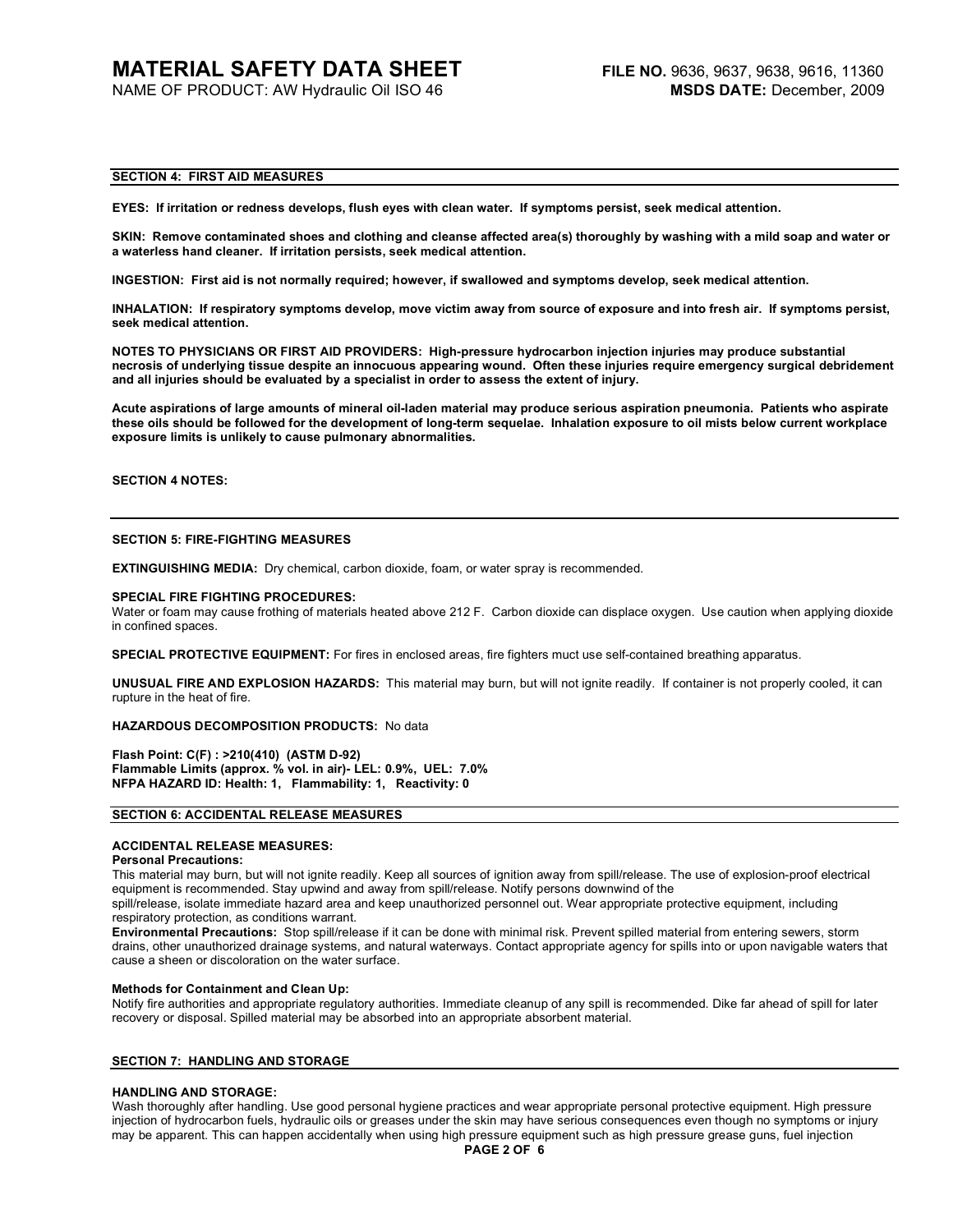## SECTION 4: FIRST AID MEASURES

**EYES: If irritation or redness develops, flush eyes with clean water. If symptoms persist, seek medical attention.**

**SKIN: Remove contaminated shoes and clothing and cleanse affected area(s) thoroughly by washing with a mild soap and water or a waterless hand cleaner. If irritation persists, seek medical attention.**

**INGESTION: First aid is not normally required; however, if swallowed and symptoms develop, seek medical attention.**

**INHALATION: If respiratory symptoms develop, move victim away from source of exposure and into fresh air. If symptoms persist, seek medical attention.**

**NOTES TO PHYSICIANS OR FIRST AID PROVIDERS: High-pressure hydrocarbon injection injuries may produce substantial necrosis of underlying tissue despite an innocuous appearing wound. Often these injuries require emergency surgical debridement and all injuries should be evaluated by a specialist in order to assess the extent of injury.**

**Acute aspirations of large amounts of mineral oil-laden material may produce serious aspiration pneumonia. Patients who aspirate these oils should be followed for the development of long-term sequelae. Inhalation exposure to oil mists below current workplace exposure limits is unlikely to cause pulmonary abnormalities.**

**SECTION 4 NOTES:**

## SECTION 5: FIRE-FIGHTING MEASURES

**EXTINGUISHING MEDIA:** Dry chemical, carbon dioxide, foam, or water spray is recommended.

**SPECIAL FIRE FIGHTING PROCEDURES:**
Water or foam may cause frothing of materials heated above 212 F. Carbon dioxide can displace oxygen. Use caution when applying dioxide in confined spaces.

**SPECIAL PROTECTIVE EQUIPMENT:** For fires in enclosed areas, fire fighters muct use self-contained breathing apparatus.

**UNUSUAL FIRE AND EXPLOSION HAZARDS:** This material may burn, but will not ignite readily. If container is not properly cooled, it can rupture in the heat of fire.

**HAZARDOUS DECOMPOSITION PRODUCTS:** No data

**Flash Point: C(F) : >210(410) (ASTM D-92)**
**Flammable Limits (approx. % vol. in air)- LEL: 0.9%, UEL: 7.0%**
**NFPA HAZARD ID: Health: 1, Flammability: 1, Reactivity: 0**

## SECTION 6: ACCIDENTAL RELEASE MEASURES

**ACCIDENTAL RELEASE MEASURES:**

**Personal Precautions:**
This material may burn, but will not ignite readily. Keep all sources of ignition away from spill/release. The use of explosion-proof electrical equipment is recommended. Stay upwind and away from spill/release. Notify persons downwind of the spill/release, isolate immediate hazard area and keep unauthorized personnel out. Wear appropriate protective equipment, including respiratory protection, as conditions warrant.

**Environmental Precautions:** Stop spill/release if it can be done with minimal risk. Prevent spilled material from entering sewers, storm drains, other unauthorized drainage systems, and natural waterways. Contact appropriate agency for spills into or upon navigable waters that cause a sheen or discoloration on the water surface.

**Methods for Containment and Clean Up:**
Notify fire authorities and appropriate regulatory authorities. Immediate cleanup of any spill is recommended. Dike far ahead of spill for later recovery or disposal. Spilled material may be absorbed into an appropriate absorbent material.

## SECTION 7: HANDLING AND STORAGE

**HANDLING AND STORAGE:**
Wash thoroughly after handling. Use good personal hygiene practices and wear appropriate personal protective equipment. High pressure injection of hydrocarbon fuels, hydraulic oils or greases under the skin may have serious consequences even though no symptoms or injury may be apparent. This can happen accidentally when using high pressure equipment such as high pressure grease guns, fuel injection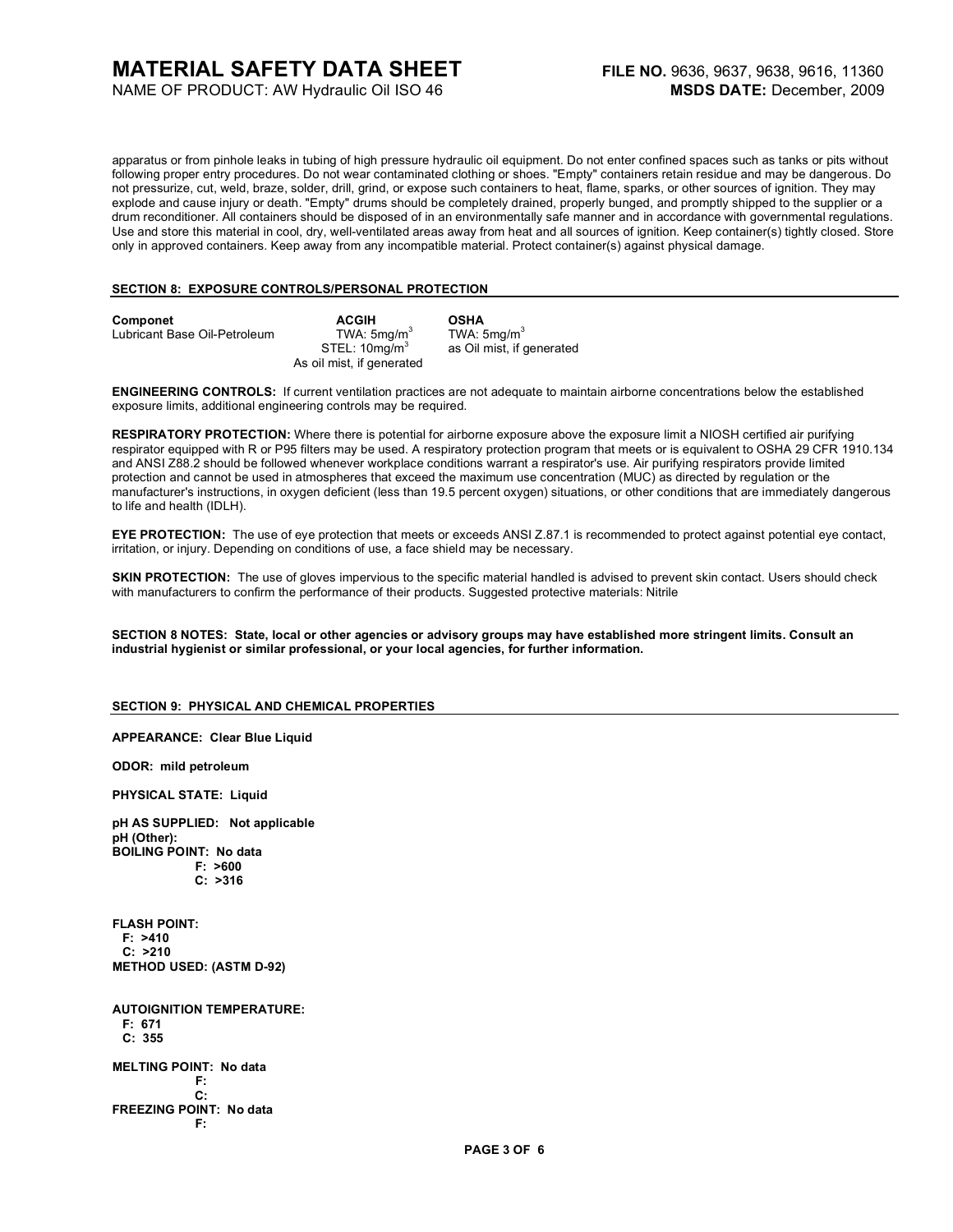apparatus or from pinhole leaks in tubing of high pressure hydraulic oil equipment. Do not enter confined spaces such as tanks or pits without following proper entry procedures. Do not wear contaminated clothing or shoes. "Empty" containers retain residue and may be dangerous. Do not pressurize, cut, weld, braze, solder, drill, grind, or expose such containers to heat, flame, sparks, or other sources of ignition. They may explode and cause injury or death. "Empty" drums should be completely drained, properly bunged, and promptly shipped to the supplier or a drum reconditioner. All containers should be disposed of in an environmentally safe manner and in accordance with governmental regulations. Use and store this material in cool, dry, well-ventilated areas away from heat and all sources of ignition. Keep container(s) tightly closed. Store only in approved containers. Keep away from any incompatible material. Protect container(s) against physical damage.

## SECTION 8: EXPOSURE CONTROLS/PERSONAL PROTECTION

| Componet | ACGIH | OSHA |
|---|---|---|
| Lubricant Base Oil-Petroleum | TWA: 5mg/m$^3$<br>STEL: 10mg/m$^3$<br>As oil mist, if generated | TWA: 5mg/m$^3$<br>as Oil mist, if generated |

**ENGINEERING CONTROLS:** If current ventilation practices are not adequate to maintain airborne concentrations below the established exposure limits, additional engineering controls may be required.

**RESPIRATORY PROTECTION:** Where there is potential for airborne exposure above the exposure limit a NIOSH certified air purifying respirator equipped with R or P95 filters may be used. A respiratory protection program that meets or is equivalent to OSHA 29 CFR 1910.134 and ANSI Z88.2 should be followed whenever workplace conditions warrant a respirator's use. Air purifying respirators provide limited protection and cannot be used in atmospheres that exceed the maximum use concentration (MUC) as directed by regulation or the manufacturer's instructions, in oxygen deficient (less than 19.5 percent oxygen) situations, or other conditions that are immediately dangerous to life and health (IDLH).

**EYE PROTECTION:** The use of eye protection that meets or exceeds ANSI Z.87.1 is recommended to protect against potential eye contact, irritation, or injury. Depending on conditions of use, a face shield may be necessary.

**SKIN PROTECTION:** The use of gloves impervious to the specific material handled is advised to prevent skin contact. Users should check with manufacturers to confirm the performance of their products. Suggested protective materials: Nitrile

**SECTION 8 NOTES: State, local or other agencies or advisory groups may have established more stringent limits. Consult an industrial hygienist or similar professional, or your local agencies, for further information.**

## SECTION 9: PHYSICAL AND CHEMICAL PROPERTIES

**APPEARANCE: Clear Blue Liquid**

**ODOR: mild petroleum**

**PHYSICAL STATE: Liquid**

**pH AS SUPPLIED: Not applicable**
**pH (Other):**
**BOILING POINT: No data**
**F: >600**
**C: >316**

**FLASH POINT:**
**F: >410**
**C: >210**
**METHOD USED: (ASTM D-92)**

**AUTOIGNITION TEMPERATURE:**
**F: 671**
**C: 355**

**MELTING POINT: No data**
**F:**
**C:**
**FREEZING POINT: No data**
**F:**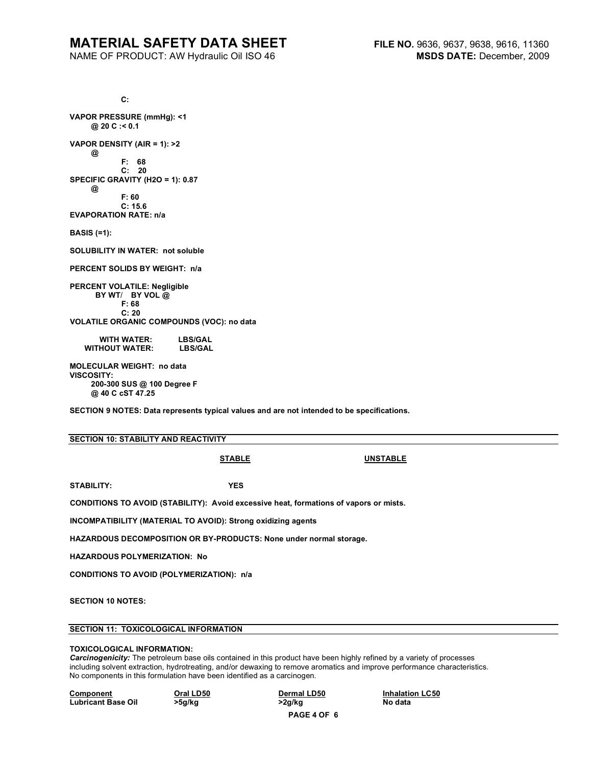C:

**VAPOR PRESSURE (mmHg): <1**
**@ 20 C :< 0.1**

**VAPOR DENSITY (AIR = 1): >2**
**@**
**F: 68**
**C: 20**
**SPECIFIC GRAVITY (H2O = 1): 0.87**
**@**
**F: 60**
**C: 15.6**
**EVAPORATION RATE: n/a**

**BASIS (=1):**

**SOLUBILITY IN WATER: not soluble**

**PERCENT SOLIDS BY WEIGHT: n/a**

**PERCENT VOLATILE: Negligible**
**BY WT/ BY VOL @**
**F: 68**
**C: 20**
**VOLATILE ORGANIC COMPOUNDS (VOC): no data**

**WITH WATER: LBS/GAL**
**WITHOUT WATER: LBS/GAL**

**MOLECULAR WEIGHT: no data**
**VISCOSITY:**
**200-300 SUS @ 100 Degree F**
**@ 40 C cST 47.25**

**SECTION 9 NOTES: Data represents typical values and are not intended to be specifications.**

## SECTION 10: STABILITY AND REACTIVITY

| | STABLE | UNSTABLE |
|---|---|---|
| **STABILITY:** | **YES** | |

**CONDITIONS TO AVOID (STABILITY): Avoid excessive heat, formations of vapors or mists.**

**INCOMPATIBILITY (MATERIAL TO AVOID): Strong oxidizing agents**

**HAZARDOUS DECOMPOSITION OR BY-PRODUCTS: None under normal storage.**

**HAZARDOUS POLYMERIZATION: No**

**CONDITIONS TO AVOID (POLYMERIZATION): n/a**

**SECTION 10 NOTES:**

## SECTION 11: TOXICOLOGICAL INFORMATION

**TOXICOLOGICAL INFORMATION:**
***Carcinogenicity:*** The petroleum base oils contained in this product have been highly refined by a variety of processes including solvent extraction, hydrotreating, and/or dewaxing to remove aromatics and improve performance characteristics. No components in this formulation have been identified as a carcinogen.

| Component | Oral LD50 | Dermal LD50 | Inhalation LC50 |
|---|---|---|---|
| **Lubricant Base Oil** | **>5g/kg** | **>2g/kg** | **No data** |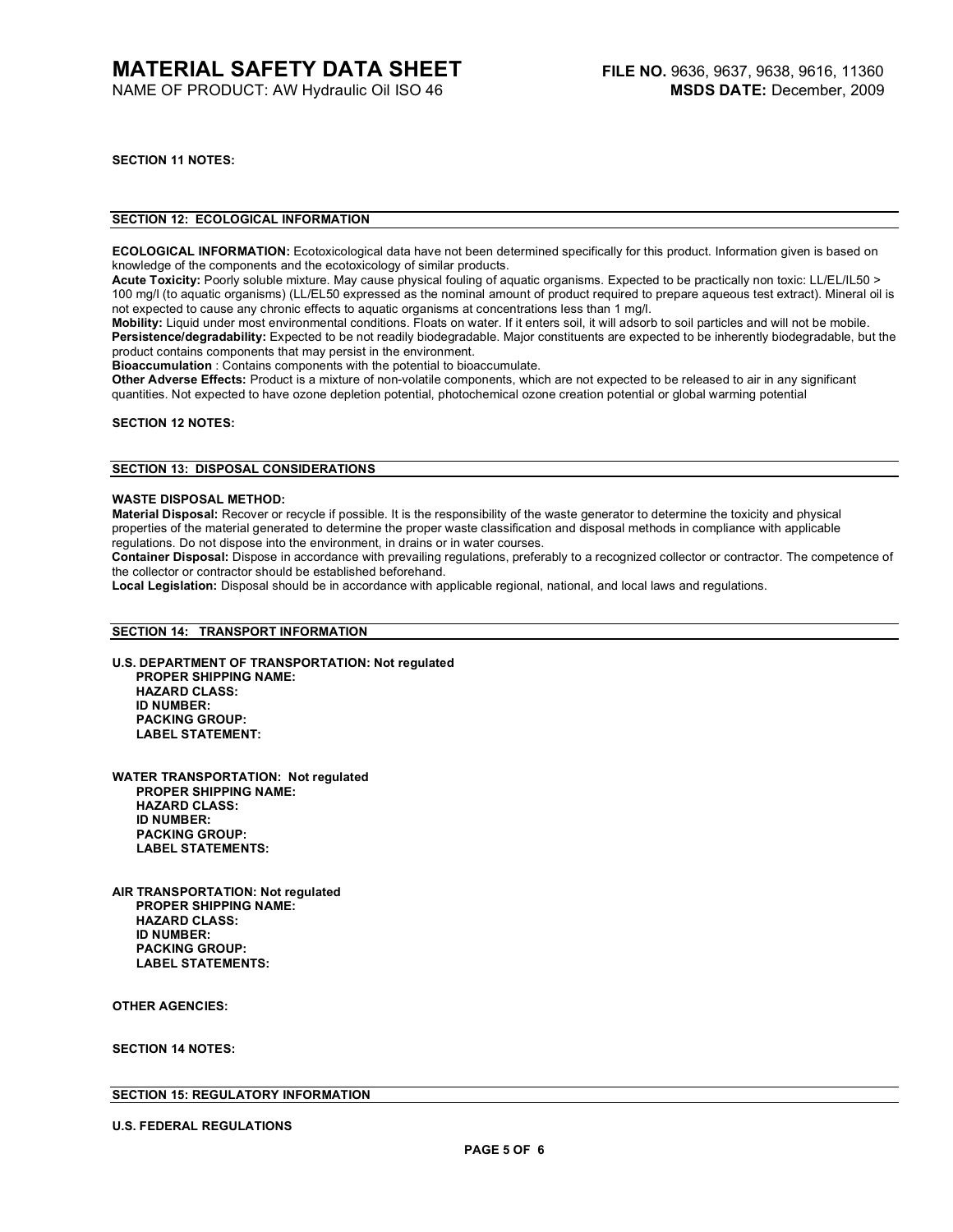**SECTION 11 NOTES:**

## SECTION 12: ECOLOGICAL INFORMATION

**ECOLOGICAL INFORMATION:** Ecotoxicological data have not been determined specifically for this product. Information given is based on knowledge of the components and the ecotoxicology of similar products.

**Acute Toxicity:** Poorly soluble mixture. May cause physical fouling of aquatic organisms. Expected to be practically non toxic: LL/EL/IL50 > 100 mg/l (to aquatic organisms) (LL/EL50 expressed as the nominal amount of product required to prepare aqueous test extract). Mineral oil is not expected to cause any chronic effects to aquatic organisms at concentrations less than 1 mg/l.

**Mobility:** Liquid under most environmental conditions. Floats on water. If it enters soil, it will adsorb to soil particles and will not be mobile.

**Persistence/degradability:** Expected to be not readily biodegradable. Major constituents are expected to be inherently biodegradable, but the product contains components that may persist in the environment.

**Bioaccumulation** : Contains components with the potential to bioaccumulate.

**Other Adverse Effects:** Product is a mixture of non-volatile components, which are not expected to be released to air in any significant quantities. Not expected to have ozone depletion potential, photochemical ozone creation potential or global warming potential

**SECTION 12 NOTES:**

## SECTION 13: DISPOSAL CONSIDERATIONS

**WASTE DISPOSAL METHOD:**

**Material Disposal:** Recover or recycle if possible. It is the responsibility of the waste generator to determine the toxicity and physical properties of the material generated to determine the proper waste classification and disposal methods in compliance with applicable regulations. Do not dispose into the environment, in drains or in water courses.

**Container Disposal:** Dispose in accordance with prevailing regulations, preferably to a recognized collector or contractor. The competence of the collector or contractor should be established beforehand.

**Local Legislation:** Disposal should be in accordance with applicable regional, national, and local laws and regulations.

## SECTION 14: TRANSPORT INFORMATION

**U.S. DEPARTMENT OF TRANSPORTATION: Not regulated**
- **PROPER SHIPPING NAME:**
- **HAZARD CLASS:**
- **ID NUMBER:**
- **PACKING GROUP:**
- **LABEL STATEMENT:**

**WATER TRANSPORTATION: Not regulated**
- **PROPER SHIPPING NAME:**
- **HAZARD CLASS:**
- **ID NUMBER:**
- **PACKING GROUP:**
- **LABEL STATEMENTS:**

**AIR TRANSPORTATION: Not regulated**
- **PROPER SHIPPING NAME:**
- **HAZARD CLASS:**
- **ID NUMBER:**
- **PACKING GROUP:**
- **LABEL STATEMENTS:**

**OTHER AGENCIES:**

**SECTION 14 NOTES:**

## SECTION 15: REGULATORY INFORMATION

**U.S. FEDERAL REGULATIONS**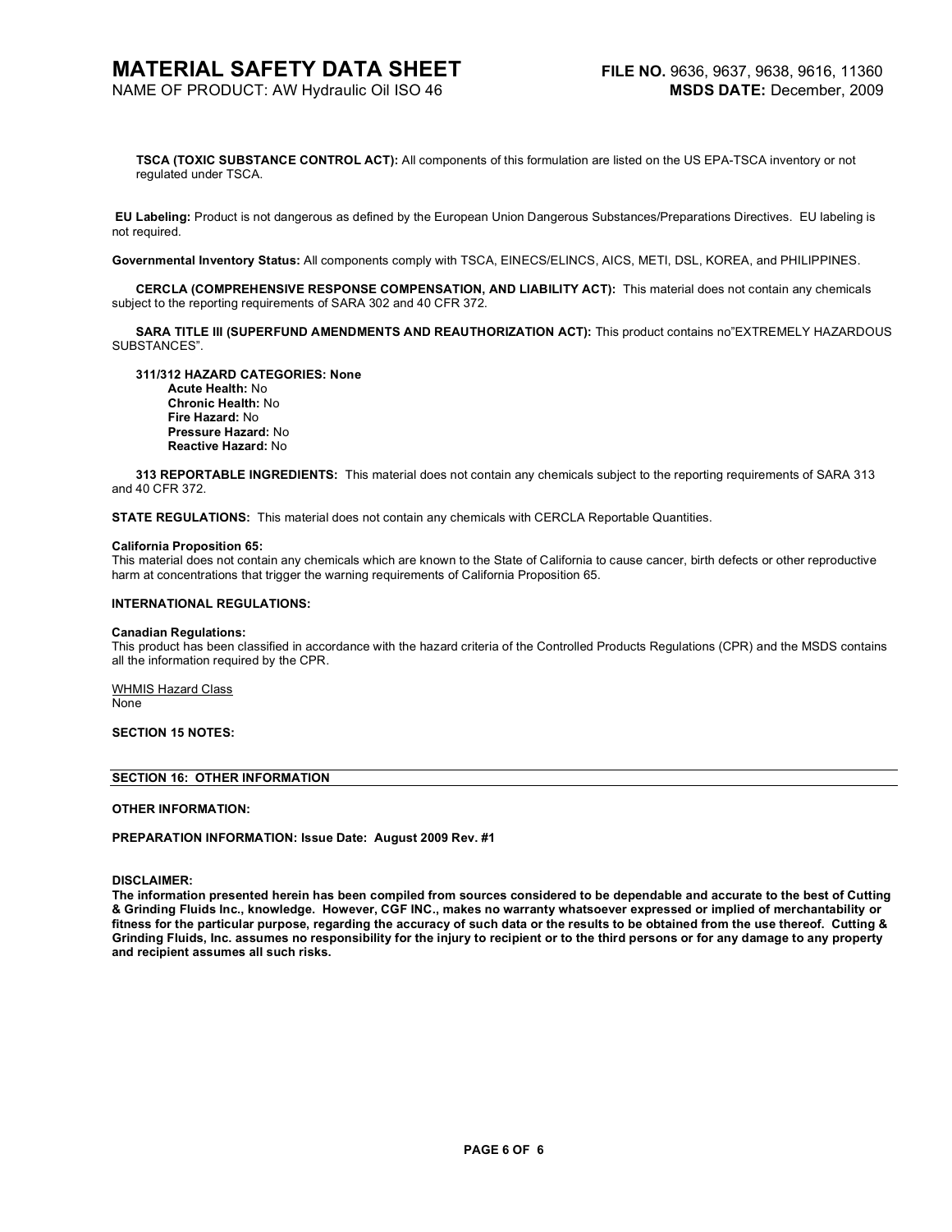**TSCA (TOXIC SUBSTANCE CONTROL ACT):** All components of this formulation are listed on the US EPA-TSCA inventory or not regulated under TSCA.

**EU Labeling:** Product is not dangerous as defined by the European Union Dangerous Substances/Preparations Directives. EU labeling is not required.

**Governmental Inventory Status:** All components comply with TSCA, EINECS/ELINCS, AICS, METI, DSL, KOREA, and PHILIPPINES.

**CERCLA (COMPREHENSIVE RESPONSE COMPENSATION, AND LIABILITY ACT):** This material does not contain any chemicals subject to the reporting requirements of SARA 302 and 40 CFR 372.

**SARA TITLE III (SUPERFUND AMENDMENTS AND REAUTHORIZATION ACT):** This product contains no"EXTREMELY HAZARDOUS SUBSTANCES".

**311/312 HAZARD CATEGORIES: None**

- **Acute Health:** No
- **Chronic Health:** No
- **Fire Hazard:** No
- **Pressure Hazard:** No
- **Reactive Hazard:** No

**313 REPORTABLE INGREDIENTS:** This material does not contain any chemicals subject to the reporting requirements of SARA 313 and 40 CFR 372.

**STATE REGULATIONS:** This material does not contain any chemicals with CERCLA Reportable Quantities.

**California Proposition 65:**
This material does not contain any chemicals which are known to the State of California to cause cancer, birth defects or other reproductive harm at concentrations that trigger the warning requirements of California Proposition 65.

**INTERNATIONAL REGULATIONS:**

**Canadian Regulations:**
This product has been classified in accordance with the hazard criteria of the Controlled Products Regulations (CPR) and the MSDS contains all the information required by the CPR.

WHMIS Hazard Class
None

**SECTION 15 NOTES:**

## SECTION 16: OTHER INFORMATION

**OTHER INFORMATION:**

**PREPARATION INFORMATION: Issue Date: August 2009 Rev. #1**

**DISCLAIMER:**
**The information presented herein has been compiled from sources considered to be dependable and accurate to the best of Cutting & Grinding Fluids Inc., knowledge. However, CGF INC., makes no warranty whatsoever expressed or implied of merchantability or fitness for the particular purpose, regarding the accuracy of such data or the results to be obtained from the use thereof. Cutting & Grinding Fluids, Inc. assumes no responsibility for the injury to recipient or to the third persons or for any damage to any property and recipient assumes all such risks.**